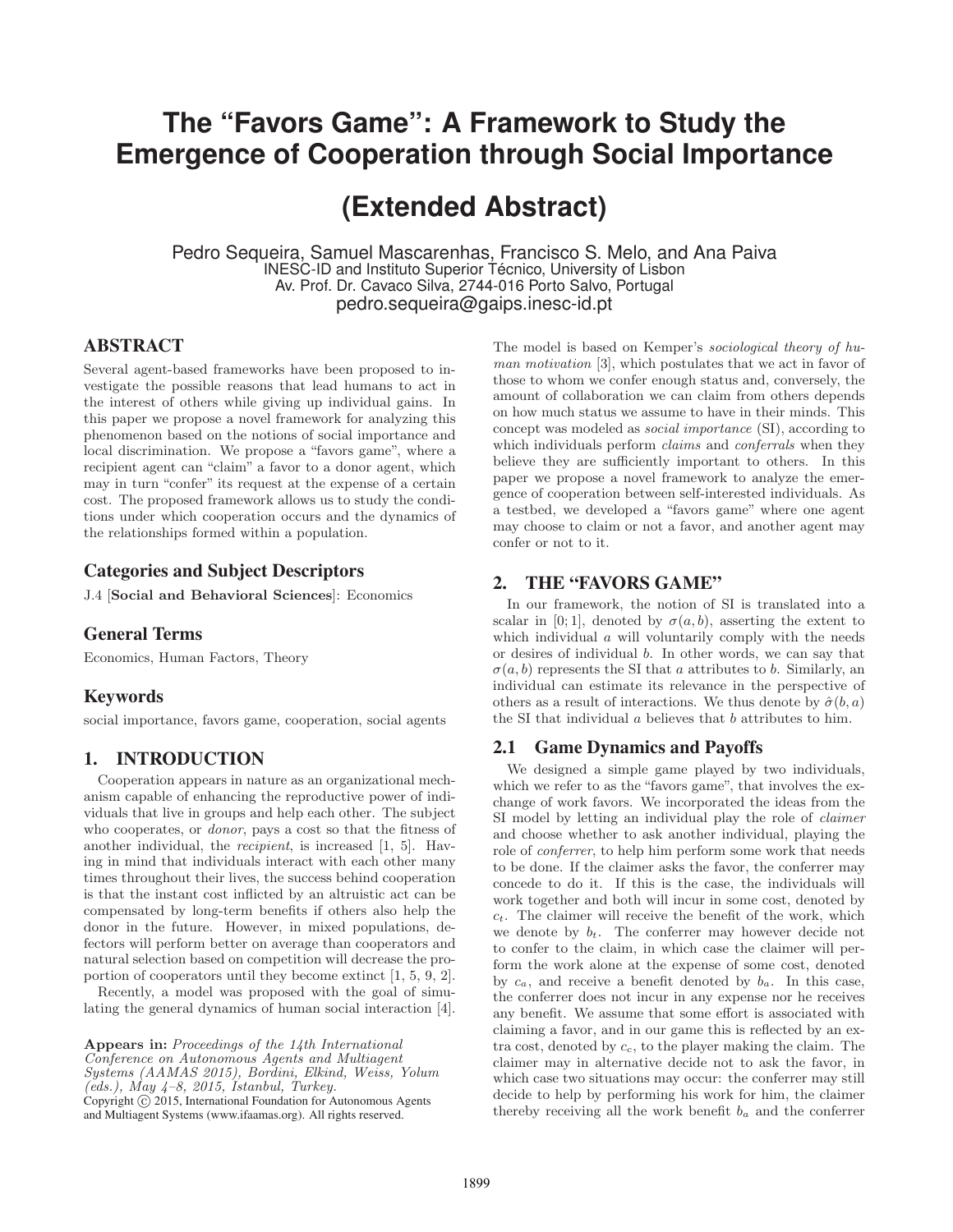# The "Favors Game": A Framework to Study the Emergence of Cooperation through Social Importance

## (Extended Abstract)

Pedro Sequeira, Samuel Mascarenhas, Francisco S. Melo, and Ana Paiva
INESC-ID and Instituto Superior Técnico, University of Lisbon
Av. Prof. Dr. Cavaco Silva, 2744-016 Porto Salvo, Portugal
pedro.sequeira@gaips.inesc-id.pt

## ABSTRACT

Several agent-based frameworks have been proposed to investigate the possible reasons that lead humans to act in the interest of others while giving up individual gains. In this paper we propose a novel framework for analyzing this phenomenon based on the notions of social importance and local discrimination. We propose a "favors game", where a recipient agent can "claim" a favor to a donor agent, which may in turn "confer" its request at the expense of a certain cost. The proposed framework allows us to study the conditions under which cooperation occurs and the dynamics of the relationships formed within a population.

### Categories and Subject Descriptors

J.4 [**Social and Behavioral Sciences**]: Economics

### General Terms

Economics, Human Factors, Theory

### Keywords

social importance, favors game, cooperation, social agents

## 1. INTRODUCTION

Cooperation appears in nature as an organizational mechanism capable of enhancing the reproductive power of individuals that live in groups and help each other. The subject who cooperates, or *donor*, pays a cost so that the fitness of another individual, the *recipient*, is increased [1, 5]. Having in mind that individuals interact with each other many times throughout their lives, the success behind cooperation is that the instant cost inflicted by an altruistic act can be compensated by long-term benefits if others also help the donor in the future. However, in mixed populations, defectors will perform better on average than cooperators and natural selection based on competition will decrease the proportion of cooperators until they become extinct [1, 5, 9, 2].

Recently, a model was proposed with the goal of simulating the general dynamics of human social interaction [4].

**Appears in:** *Proceedings of the 14th International Conference on Autonomous Agents and Multiagent Systems (AAMAS 2015), Bordini, Elkind, Weiss, Yolum (eds.), May 4–8, 2015, Istanbul, Turkey.*
Copyright © 2015, International Foundation for Autonomous Agents and Multiagent Systems (www.ifaamas.org). All rights reserved.

The model is based on Kemper's *sociological theory of human motivation* [3], which postulates that we act in favor of those to whom we confer enough status and, conversely, the amount of collaboration we can claim from others depends on how much status we assume to have in their minds. This concept was modeled as *social importance* (SI), according to which individuals perform *claims* and *conferrals* when they believe they are sufficiently important to others. In this paper we propose a novel framework to analyze the emergence of cooperation between self-interested individuals. As a testbed, we developed a "favors game" where one agent may choose to claim or not a favor, and another agent may confer or not to it.

## 2. THE "FAVORS GAME"

In our framework, the notion of SI is translated into a scalar in $[0; 1]$, denoted by $\sigma(a, b)$, asserting the extent to which individual $a$ will voluntarily comply with the needs or desires of individual $b$. In other words, we can say that $\sigma(a, b)$ represents the SI that $a$ attributes to $b$. Similarly, an individual can estimate its relevance in the perspective of others as a result of interactions. We thus denote by $\hat{\sigma}(b, a)$ the SI that individual $a$ believes that $b$ attributes to him.

### 2.1 Game Dynamics and Payoffs

We designed a simple game played by two individuals, which we refer to as the "favors game", that involves the exchange of work favors. We incorporated the ideas from the SI model by letting an individual play the role of *claimer* and choose whether to ask another individual, playing the role of *conferrer*, to help him perform some work that needs to be done. If the claimer asks the favor, the conferrer may concede to do it. If this is the case, the individuals will work together and both will incur in some cost, denoted by $c_t$. The claimer will receive the benefit of the work, which we denote by $b_t$. The conferrer may however decide not to confer to the claim, in which case the claimer will perform the work alone at the expense of some cost, denoted by $c_a$, and receive a benefit denoted by $b_a$. In this case, the conferrer does not incur in any expense nor he receives any benefit. We assume that some effort is associated with claiming a favor, and in our game this is reflected by an extra cost, denoted by $c_c$, to the player making the claim. The claimer may in alternative decide not to ask the favor, in which case two situations may occur: the conferrer may still decide to help by performing his work for him, the claimer thereby receiving all the work benefit $b_a$ and the conferrer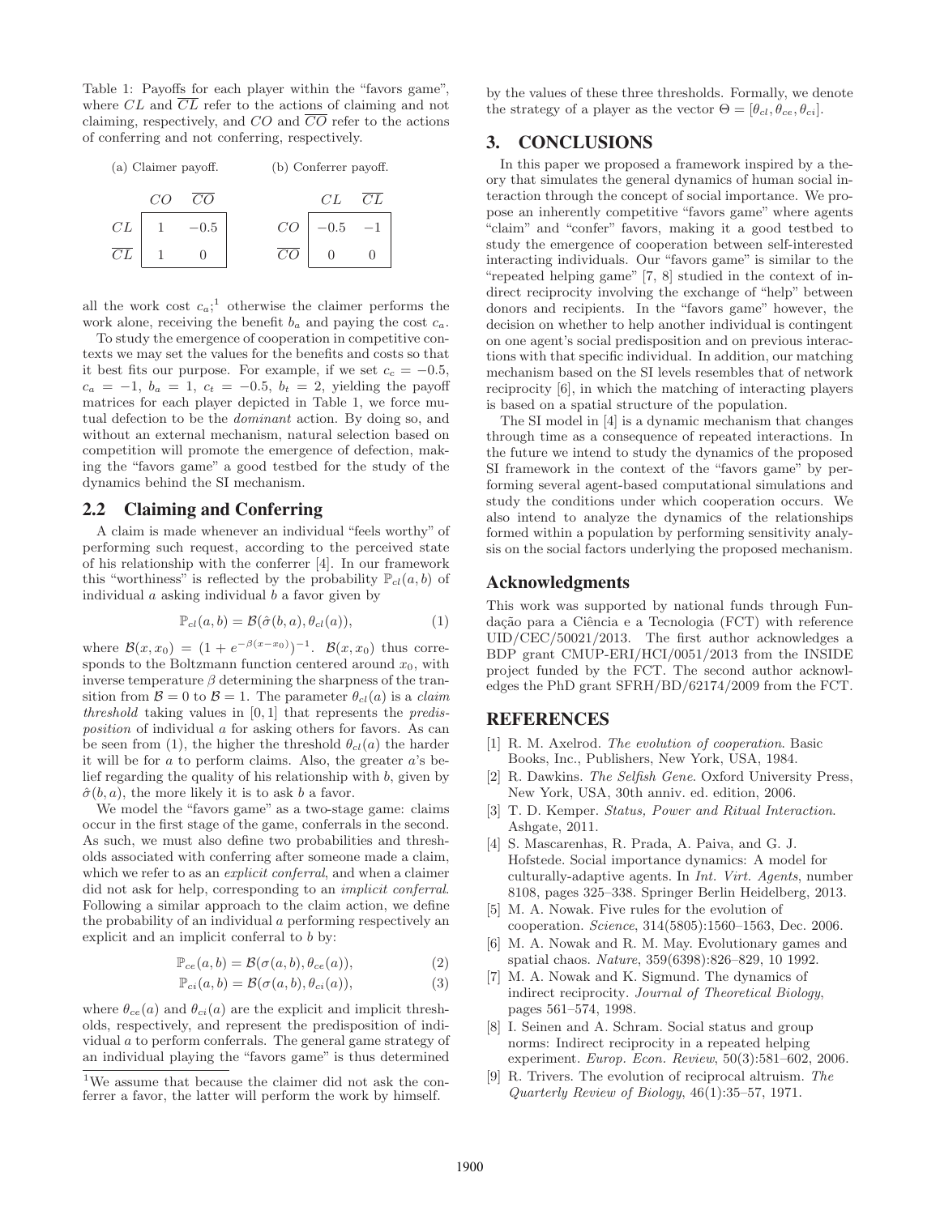Table 1: Payoffs for each player within the "favors game", where $CL$ and $\overline{CL}$ refer to the actions of claiming and not claiming, respectively, and $CO$ and $\overline{CO}$ refer to the actions of conferring and not conferring, respectively.

(a) Claimer payoff.

| | $CO$ | $\overline{CO}$ |
|---|---|---|
| $CL$ | 1 | $-0.5$ |
| $\overline{CL}$ | 1 | 0 |

(b) Conferrer payoff.

| | $CL$ | $\overline{CL}$ |
|---|---|---|
| $CO$ | $-0.5$ | $-1$ |
| $\overline{CO}$ | 0 | 0 |

all the work cost $c_a$;[1] otherwise the claimer performs the work alone, receiving the benefit $b_a$ and paying the cost $c_a$.

To study the emergence of cooperation in competitive contexts we may set the values for the benefits and costs so that it best fits our purpose. For example, if we set $c_c = -0.5$, $c_a = -1$, $b_a = 1$, $c_t = -0.5$, $b_t = 2$, yielding the payoff matrices for each player depicted in Table 1, we force mutual defection to be the *dominant* action. By doing so, and without an external mechanism, natural selection based on competition will promote the emergence of defection, making the "favors game" a good testbed for the study of the dynamics behind the SI mechanism.

## 2.2 Claiming and Conferring

A claim is made whenever an individual "feels worthy" of performing such request, according to the perceived state of his relationship with the conferrer [4]. In our framework this "worthiness" is reflected by the probability $\mathbb{P}_{cl}(a, b)$ of individual $a$ asking individual $b$ a favor given by

$$\mathbb{P}_{cl}(a, b) = \mathcal{B}(\hat{\sigma}(b, a), \theta_{cl}(a)), \tag{1}$$

where $\mathcal{B}(x, x_0) = (1 + e^{-\beta(x-x_0)})^{-1}$. $\mathcal{B}(x, x_0)$ thus corresponds to the Boltzmann function centered around $x_0$, with inverse temperature $\beta$ determining the sharpness of the transition from $\mathcal{B} = 0$ to $\mathcal{B} = 1$. The parameter $\theta_{cl}(a)$ is a *claim threshold* taking values in $[0, 1]$ that represents the *predisposition* of individual $a$ for asking others for favors. As can be seen from (1), the higher the threshold $\theta_{cl}(a)$ the harder it will be for $a$ to perform claims. Also, the greater $a$'s belief regarding the quality of his relationship with $b$, given by $\hat{\sigma}(b, a)$, the more likely it is to ask $b$ a favor.

We model the "favors game" as a two-stage game: claims occur in the first stage of the game, conferrals in the second. As such, we must also define two probabilities and thresholds associated with conferring after someone made a claim, which we refer to as an *explicit conferral*, and when a claimer did not ask for help, corresponding to an *implicit conferral*. Following a similar approach to the claim action, we define the probability of an individual $a$ performing respectively an explicit and an implicit conferral to $b$ by:

$$\mathbb{P}_{ce}(a, b) = \mathcal{B}(\sigma(a, b), \theta_{ce}(a)), \tag{2}$$

$$\mathbb{P}_{ci}(a, b) = \mathcal{B}(\sigma(a, b), \theta_{ci}(a)), \tag{3}$$

where $\theta_{ce}(a)$ and $\theta_{ci}(a)$ are the explicit and implicit thresholds, respectively, and represent the predisposition of individual $a$ to perform conferrals. The general game strategy of an individual playing the "favors game" is thus determined by the values of these three thresholds. Formally, we denote the strategy of a player as the vector $\Theta = [\theta_{cl}, \theta_{ce}, \theta_{ci}]$.

[1] We assume that because the claimer did not ask the conferrer a favor, the latter will perform the work by himself.

# 3. CONCLUSIONS

In this paper we proposed a framework inspired by a theory that simulates the general dynamics of human social interaction through the concept of social importance. We propose an inherently competitive "favors game" where agents "claim" and "confer" favors, making it a good testbed to study the emergence of cooperation between self-interested interacting individuals. Our "favors game" is similar to the "repeated helping game" [7, 8] studied in the context of indirect reciprocity involving the exchange of "help" between donors and recipients. In the "favors game" however, the decision on whether to help another individual is contingent on one agent's social predisposition and on previous interactions with that specific individual. In addition, our matching mechanism based on the SI levels resembles that of network reciprocity [6], in which the matching of interacting players is based on a spatial structure of the population.

The SI model in [4] is a dynamic mechanism that changes through time as a consequence of repeated interactions. In the future we intend to study the dynamics of the proposed SI framework in the context of the "favors game" by performing several agent-based computational simulations and study the conditions under which cooperation occurs. We also intend to analyze the dynamics of the relationships formed within a population by performing sensitivity analysis on the social factors underlying the proposed mechanism.

## Acknowledgments

This work was supported by national funds through Fundação para a Ciência e a Tecnologia (FCT) with reference UID/CEC/50021/2013. The first author acknowledges a BDP grant CMUP-ERI/HCI/0051/2013 from the INSIDE project funded by the FCT. The second author acknowledges the PhD grant SFRH/BD/62174/2009 from the FCT.

# REFERENCES

[1] R. M. Axelrod. *The evolution of cooperation*. Basic Books, Inc., Publishers, New York, USA, 1984.

[2] R. Dawkins. *The Selfish Gene*. Oxford University Press, New York, USA, 30th anniv. ed. edition, 2006.

[3] T. D. Kemper. *Status, Power and Ritual Interaction*. Ashgate, 2011.

[4] S. Mascarenhas, R. Prada, A. Paiva, and G. J. Hofstede. Social importance dynamics: A model for culturally-adaptive agents. In *Int. Virt. Agents*, number 8108, pages 325–338. Springer Berlin Heidelberg, 2013.

[5] M. A. Nowak. Five rules for the evolution of cooperation. *Science*, 314(5805):1560–1563, Dec. 2006.

[6] M. A. Nowak and R. M. May. Evolutionary games and spatial chaos. *Nature*, 359(6398):826–829, 10 1992.

[7] M. A. Nowak and K. Sigmund. The dynamics of indirect reciprocity. *Journal of Theoretical Biology*, pages 561–574, 1998.

[8] I. Seinen and A. Schram. Social status and group norms: Indirect reciprocity in a repeated helping experiment. *Europ. Econ. Review*, 50(3):581–602, 2006.

[9] R. Trivers. The evolution of reciprocal altruism. *The Quarterly Review of Biology*, 46(1):35–57, 1971.